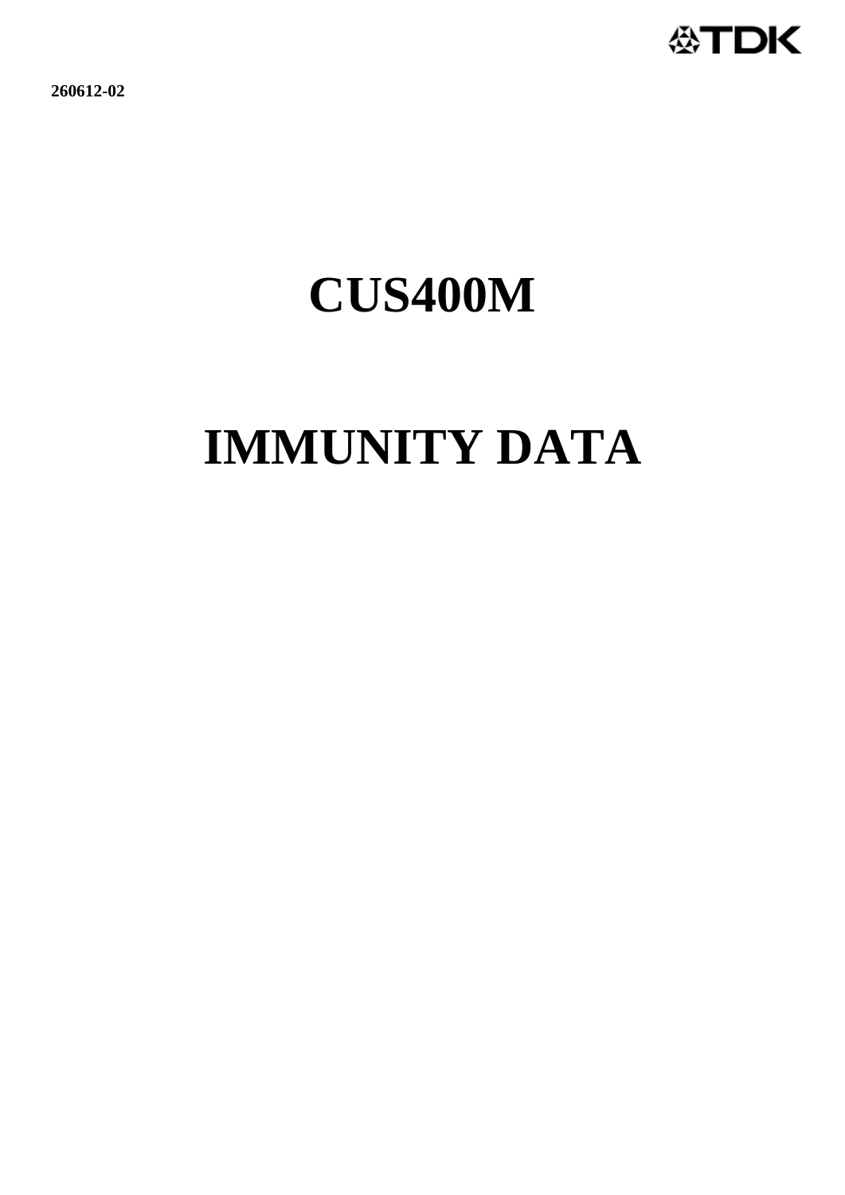260612-02

# CUS400M

# IMMUNITY DATA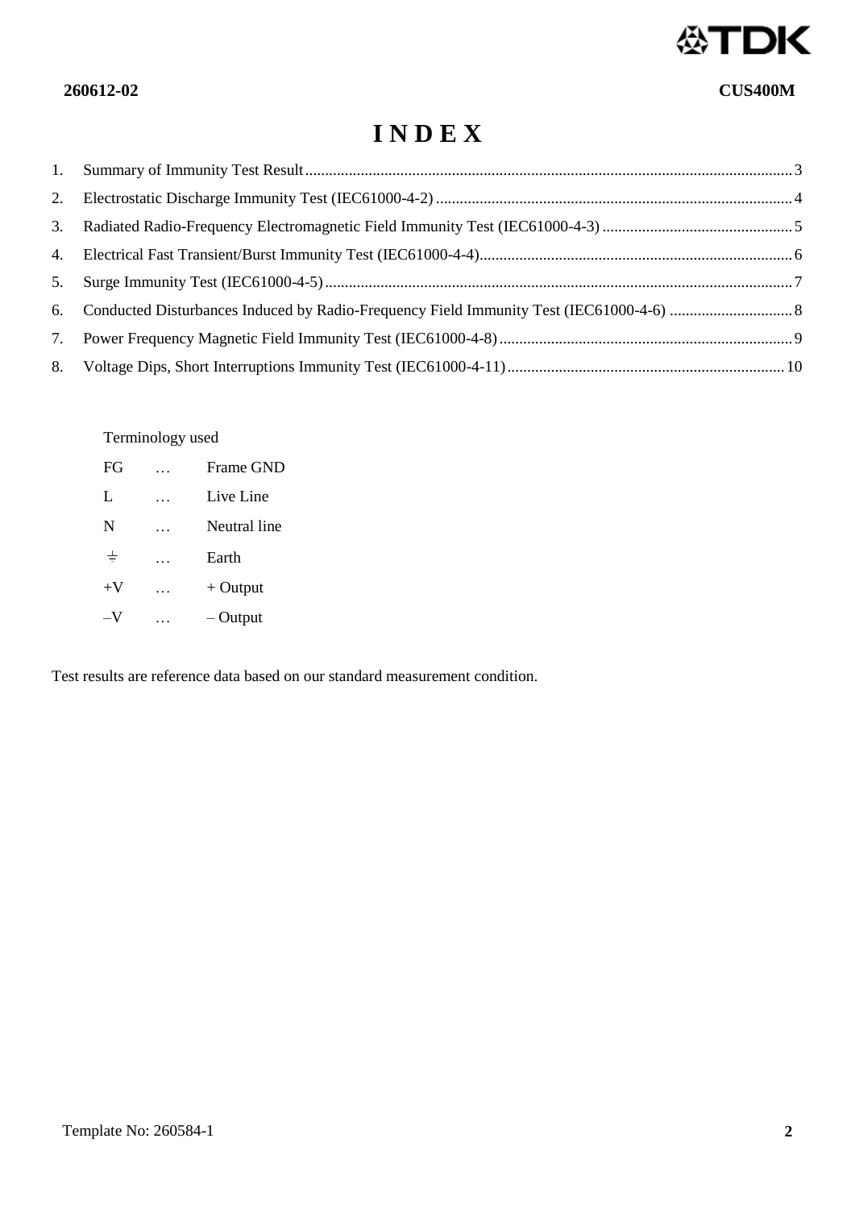# I N D E X

1. Summary of Immunity Test Result .......... 3
2. Electrostatic Discharge Immunity Test (IEC61000-4-2) .......... 4
3. Radiated Radio-Frequency Electromagnetic Field Immunity Test (IEC61000-4-3) .......... 5
4. Electrical Fast Transient/Burst Immunity Test (IEC61000-4-4) .......... 6
5. Surge Immunity Test (IEC61000-4-5) .......... 7
6. Conducted Disturbances Induced by Radio-Frequency Field Immunity Test (IEC61000-4-6) .......... 8
7. Power Frequency Magnetic Field Immunity Test (IEC61000-4-8) .......... 9
8. Voltage Dips, Short Interruptions Immunity Test (IEC61000-4-11) .......... 10

Terminology used

| | | |
|---|---|---|
| FG | … | Frame GND |
| L | … | Live Line |
| N | … | Neutral line |
| ⏚ | … | Earth |
| +V | … | + Output |
| –V | … | – Output |

Test results are reference data based on our standard measurement condition.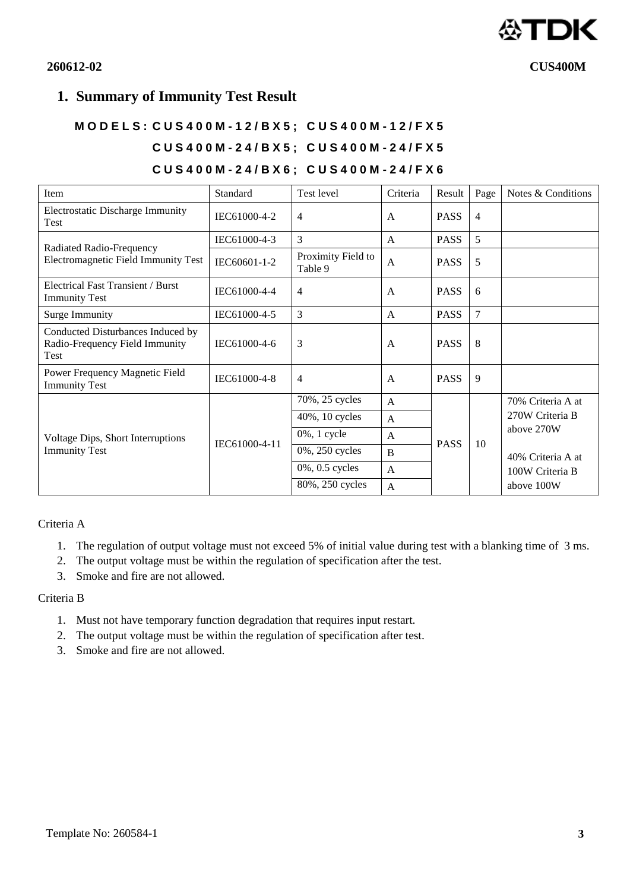# 1. Summary of Immunity Test Result

**MODELS: CUS400M-12/BX5; CUS400M-12/FX5**
**CUS400M-24/BX5; CUS400M-24/FX5**
**CUS400M-24/BX6; CUS400M-24/FX6**

| Item | Standard | Test level | Criteria | Result | Page | Notes & Conditions |
|---|---|---|---|---|---|---|
| Electrostatic Discharge Immunity Test | IEC61000-4-2 | 4 | A | PASS | 4 | |
| Radiated Radio-Frequency Electromagnetic Field Immunity Test | IEC61000-4-3 | 3 | A | PASS | 5 | |
| | IEC60601-1-2 | Proximity Field to Table 9 | A | PASS | 5 | |
| Electrical Fast Transient / Burst Immunity Test | IEC61000-4-4 | 4 | A | PASS | 6 | |
| Surge Immunity | IEC61000-4-5 | 3 | A | PASS | 7 | |
| Conducted Disturbances Induced by Radio-Frequency Field Immunity Test | IEC61000-4-6 | 3 | A | PASS | 8 | |
| Power Frequency Magnetic Field Immunity Test | IEC61000-4-8 | 4 | A | PASS | 9 | |
| Voltage Dips, Short Interruptions Immunity Test | IEC61000-4-11 | 70%, 25 cycles | A | PASS | 10 | 70% Criteria A at 270W Criteria B above 270W<br><br>40% Criteria A at 100W Criteria B above 100W |
| | | 40%, 10 cycles | A | | | |
| | | 0%, 1 cycle | A | | | |
| | | 0%, 250 cycles | B | | | |
| | | 0%, 0.5 cycles | A | | | |
| | | 80%, 250 cycles | A | | | |

Criteria A

1. The regulation of output voltage must not exceed 5% of initial value during test with a blanking time of 3 ms.
2. The output voltage must be within the regulation of specification after the test.
3. Smoke and fire are not allowed.

Criteria B

1. Must not have temporary function degradation that requires input restart.
2. The output voltage must be within the regulation of specification after test.
3. Smoke and fire are not allowed.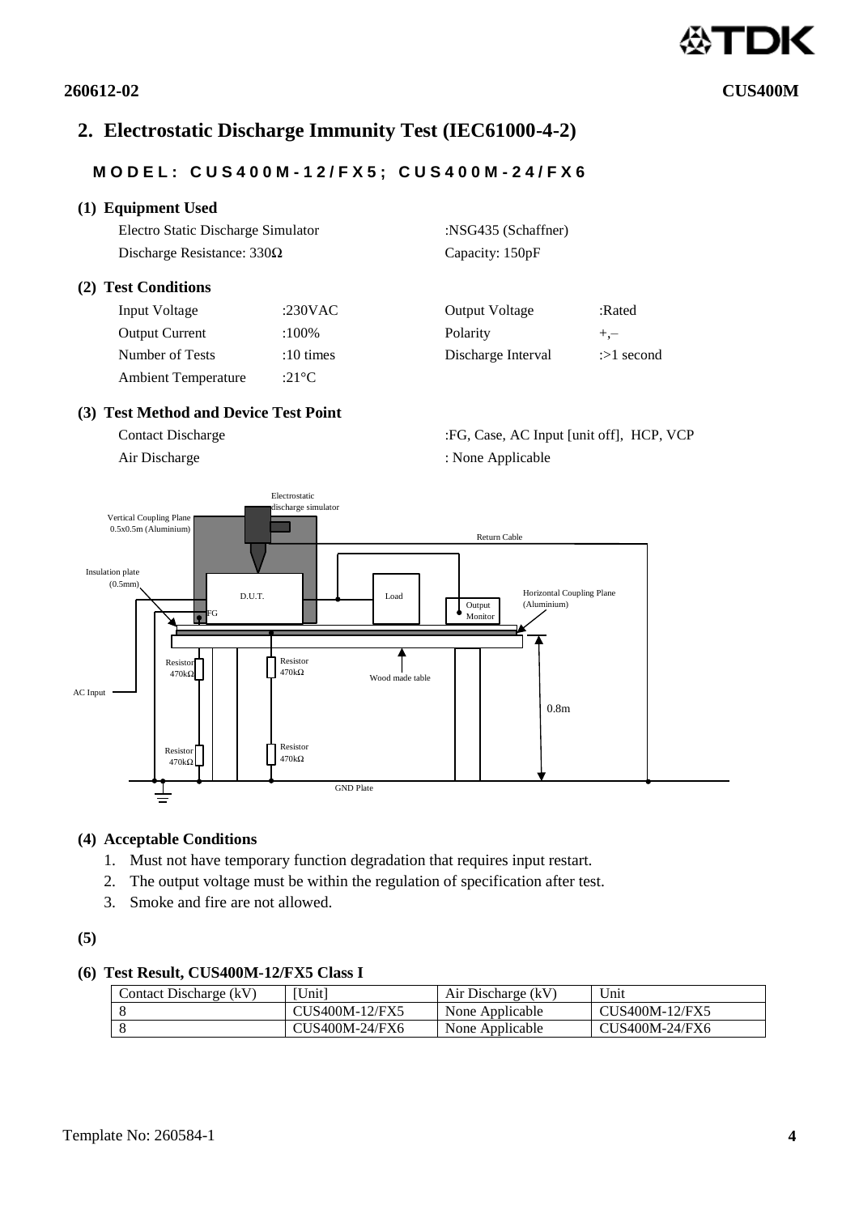## 2. Electrostatic Discharge Immunity Test (IEC61000-4-2)

**MODEL: CUS400M-12/FX5; CUS400M-24/FX6**

### (1) Equipment Used

| | |
|---|---|
| Electro Static Discharge Simulator | :NSG435 (Schaffner) |
| Discharge Resistance: 330Ω | Capacity: 150pF |

### (2) Test Conditions

| | | | |
|---|---|---|---|
| Input Voltage | :230VAC | Output Voltage | :Rated |
| Output Current | :100% | Polarity | +,– |
| Number of Tests | :10 times | Discharge Interval | :>1 second |
| Ambient Temperature | :21°C | | |

### (3) Test Method and Device Test Point

| | |
|---|---|
| Contact Discharge | :FG, Case, AC Input [unit off], HCP, VCP |
| Air Discharge | : None Applicable |

### (4) Acceptable Conditions

1. Must not have temporary function degradation that requires input restart.
2. The output voltage must be within the regulation of specification after test.
3. Smoke and fire are not allowed.

### (5)

### (6) Test Result, CUS400M-12/FX5 Class I

| Contact Discharge (kV) | [Unit] | Air Discharge (kV) | Unit |
|---|---|---|---|
| 8 | CUS400M-12/FX5 | None Applicable | CUS400M-12/FX5 |
| 8 | CUS400M-24/FX6 | None Applicable | CUS400M-24/FX6 |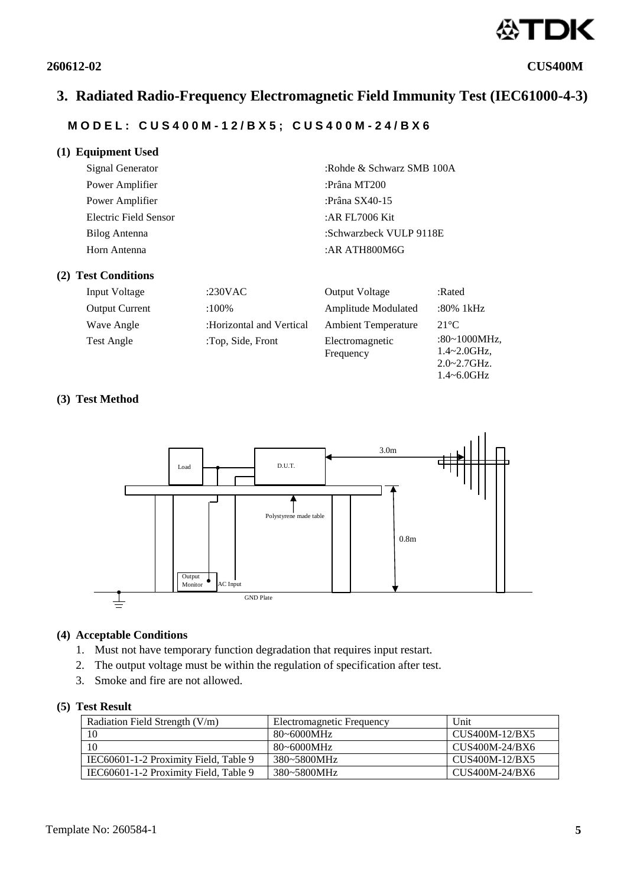# 3. Radiated Radio-Frequency Electromagnetic Field Immunity Test (IEC61000-4-3)

**MODEL: CUS400M-12/BX5; CUS400M-24/BX6**

### (1) Equipment Used

| | |
|---|---|
| Signal Generator | :Rohde & Schwarz SMB 100A |
| Power Amplifier | :Prâna MT200 |
| Power Amplifier | :Prâna SX40-15 |
| Electric Field Sensor | :AR FL7006 Kit |
| Bilog Antenna | :Schwarzbeck VULP 9118E |
| Horn Antenna | :AR ATH800M6G |

### (2) Test Conditions

| | | | |
|---|---|---|---|
| Input Voltage | :230VAC | Output Voltage | :Rated |
| Output Current | :100% | Amplitude Modulated | :80% 1kHz |
| Wave Angle | :Horizontal and Vertical | Ambient Temperature | 21°C |
| Test Angle | :Top, Side, Front | Electromagnetic Frequency | :80~1000MHz, 1.4~2.0GHz, 2.0~2.7GHz. 1.4~6.0GHz |

### (3) Test Method

Load | D.U.T. | 3.0m | Polystyrene made table | 0.8m | Output Monitor | AC Input | GND Plate

### (4) Acceptable Conditions

1. Must not have temporary function degradation that requires input restart.
2. The output voltage must be within the regulation of specification after test.
3. Smoke and fire are not allowed.

### (5) Test Result

| Radiation Field Strength (V/m) | Electromagnetic Frequency | Unit |
|---|---|---|
| 10 | 80~6000MHz | CUS400M-12/BX5 |
| 10 | 80~6000MHz | CUS400M-24/BX6 |
| IEC60601-1-2 Proximity Field, Table 9 | 380~5800MHz | CUS400M-12/BX5 |
| IEC60601-1-2 Proximity Field, Table 9 | 380~5800MHz | CUS400M-24/BX6 |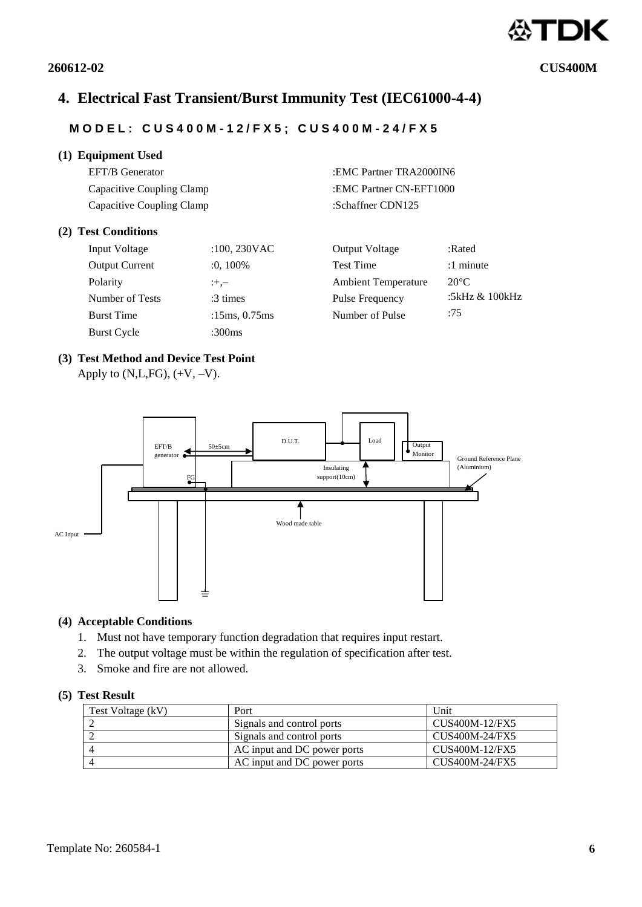# 4. Electrical Fast Transient/Burst Immunity Test (IEC61000-4-4)

**MODEL: CUS400M-12/FX5; CUS400M-24/FX5**

### (1) Equipment Used

| | |
|---|---|
| EFT/B Generator | :EMC Partner TRA2000IN6 |
| Capacitive Coupling Clamp | :EMC Partner CN-EFT1000 |
| Capacitive Coupling Clamp | :Schaffner CDN125 |

### (2) Test Conditions

| | | | |
|---|---|---|---|
| Input Voltage | :100, 230VAC | Output Voltage | :Rated |
| Output Current | :0, 100% | Test Time | :1 minute |
| Polarity | :+,– | Ambient Temperature | 20°C |
| Number of Tests | :3 times | Pulse Frequency | :5kHz & 100kHz |
| Burst Time | :15ms, 0.75ms | Number of Pulse | :75 |
| Burst Cycle | :300ms | | |

### (3) Test Method and Device Test Point

Apply to (N,L,FG), (+V, –V).

EFT/B generator, 50±5cm, D.U.T., Load, Output Monitor, Ground Reference Plane (Aluminium), Insulating support(10cm), FG, Wood made table, AC Input

### (4) Acceptable Conditions

1. Must not have temporary function degradation that requires input restart.
2. The output voltage must be within the regulation of specification after test.
3. Smoke and fire are not allowed.

### (5) Test Result

| Test Voltage (kV) | Port | Unit |
|---|---|---|
| 2 | Signals and control ports | CUS400M-12/FX5 |
| 2 | Signals and control ports | CUS400M-24/FX5 |
| 4 | AC input and DC power ports | CUS400M-12/FX5 |
| 4 | AC input and DC power ports | CUS400M-24/FX5 |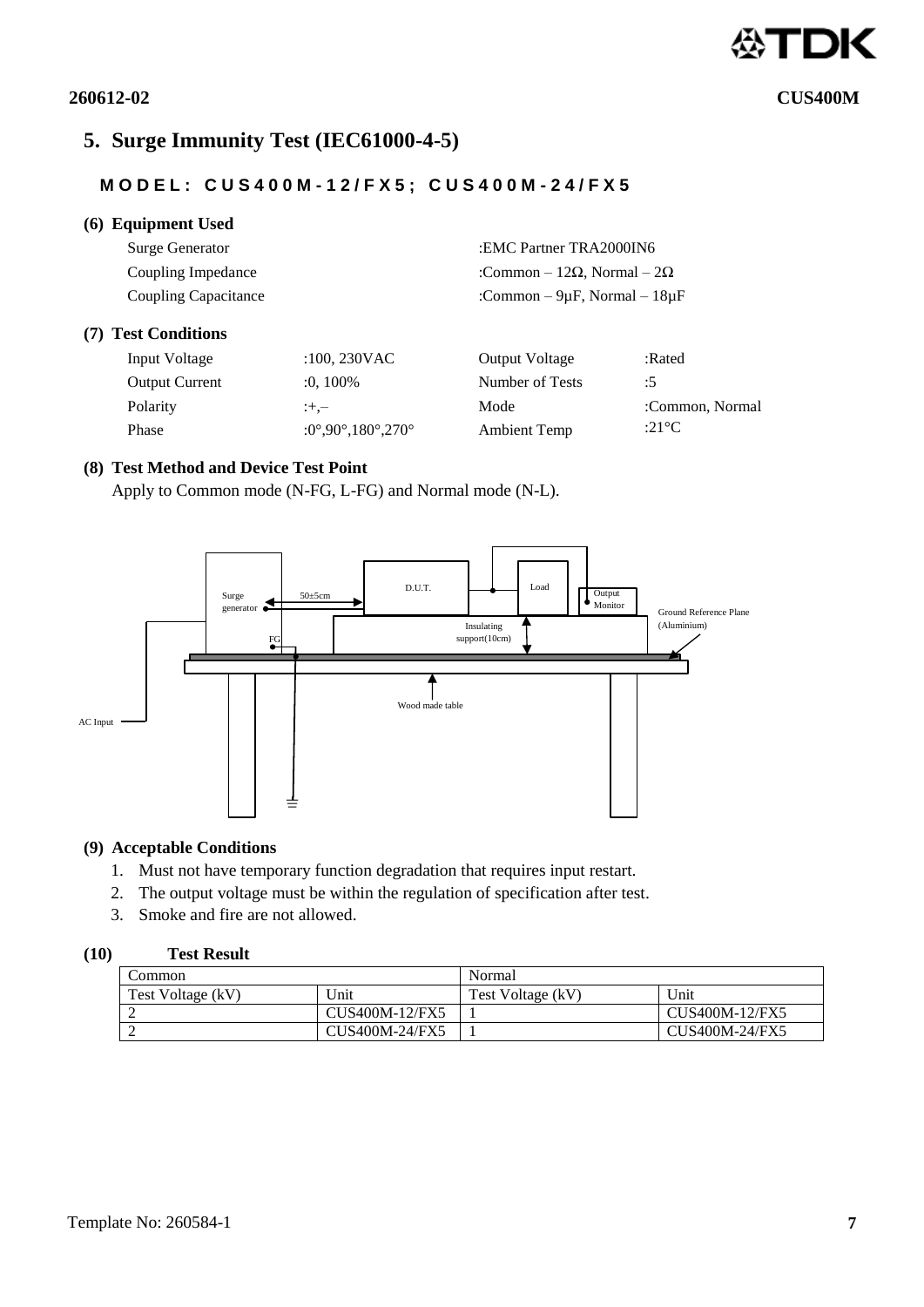## 5. Surge Immunity Test (IEC61000-4-5)

**MODEL: CUS400M-12/FX5; CUS400M-24/FX5**

### (6) Equipment Used

| | |
|---|---|
| Surge Generator | :EMC Partner TRA2000IN6 |
| Coupling Impedance | :Common – 12Ω, Normal – 2Ω |
| Coupling Capacitance | :Common – 9μF, Normal – 18μF |

### (7) Test Conditions

| | | | |
|---|---|---|---|
| Input Voltage | :100, 230VAC | Output Voltage | :Rated |
| Output Current | :0, 100% | Number of Tests | :5 |
| Polarity | :+,– | Mode | :Common, Normal |
| Phase | :0°,90°,180°,270° | Ambient Temp | :21°C |

### (8) Test Method and Device Test Point

Apply to Common mode (N-FG, L-FG) and Normal mode (N-L).

Surge generator — 50±5cm — D.U.T. — Load — Output Monitor — Insulating support(10cm) — Ground Reference Plane (Aluminium) — FG — Wood made table — AC Input

### (9) Acceptable Conditions

1. Must not have temporary function degradation that requires input restart.
2. The output voltage must be within the regulation of specification after test.
3. Smoke and fire are not allowed.

### (10) Test Result

| Common | | Normal | |
|---|---|---|---|
| Test Voltage (kV) | Unit | Test Voltage (kV) | Unit |
| 2 | CUS400M-12/FX5 | 1 | CUS400M-12/FX5 |
| 2 | CUS400M-24/FX5 | 1 | CUS400M-24/FX5 |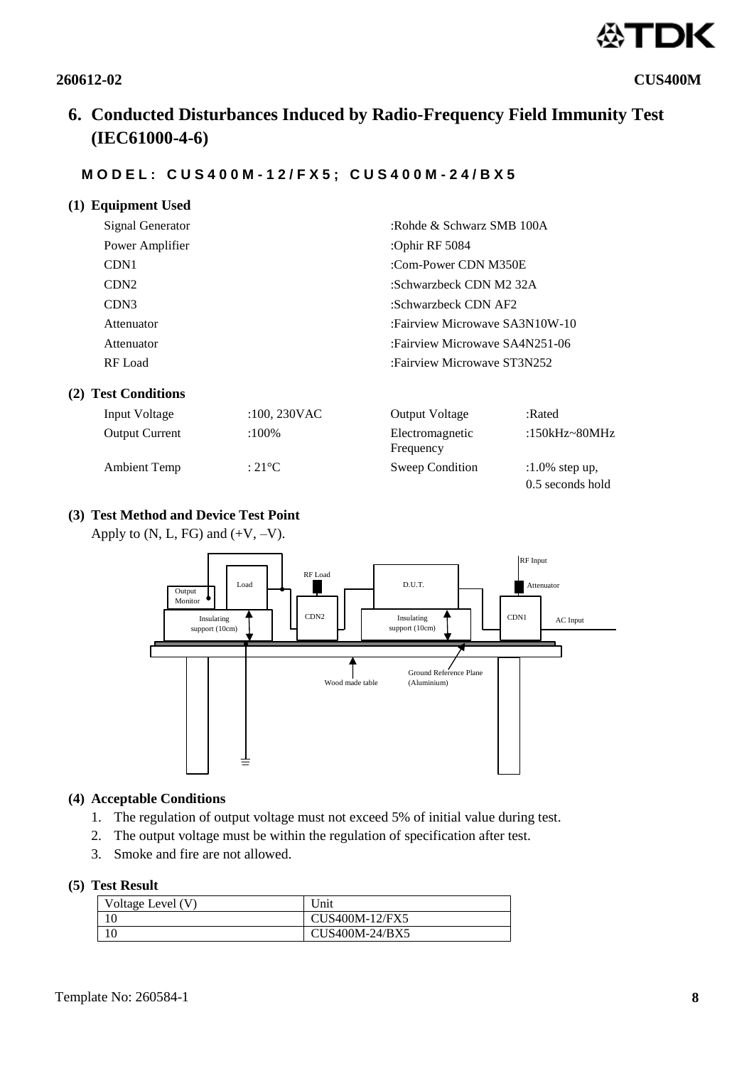# 6. Conducted Disturbances Induced by Radio-Frequency Field Immunity Test (IEC61000-4-6)

**MODEL: CUS400M-12/FX5; CUS400M-24/BX5**

### (1) Equipment Used

| | |
|---|---|
| Signal Generator | :Rohde & Schwarz SMB 100A |
| Power Amplifier | :Ophir RF 5084 |
| CDN1 | :Com-Power CDN M350E |
| CDN2 | :Schwarzbeck CDN M2 32A |
| CDN3 | :Schwarzbeck CDN AF2 |
| Attenuator | :Fairview Microwave SA3N10W-10 |
| Attenuator | :Fairview Microwave SA4N251-06 |
| RF Load | :Fairview Microwave ST3N252 |

### (2) Test Conditions

| | | | |
|---|---|---|---|
| Input Voltage | :100, 230VAC | Output Voltage | :Rated |
| Output Current | :100% | Electromagnetic Frequency | :150kHz~80MHz |
| Ambient Temp | : 21°C | Sweep Condition | :1.0% step up, 0.5 seconds hold |

### (3) Test Method and Device Test Point

Apply to (N, L, FG) and (+V, –V).

Output Monitor, Load, RF Load, D.U.T., RF Input, Attenuator, CDN2, CDN1, AC Input, Insulating support (10cm), Insulating support (10cm), Wood made table, Ground Reference Plane (Aluminium)

### (4) Acceptable Conditions

1. The regulation of output voltage must not exceed 5% of initial value during test.
2. The output voltage must be within the regulation of specification after test.
3. Smoke and fire are not allowed.

### (5) Test Result

| Voltage Level (V) | Unit |
|---|---|
| 10 | CUS400M-12/FX5 |
| 10 | CUS400M-24/BX5 |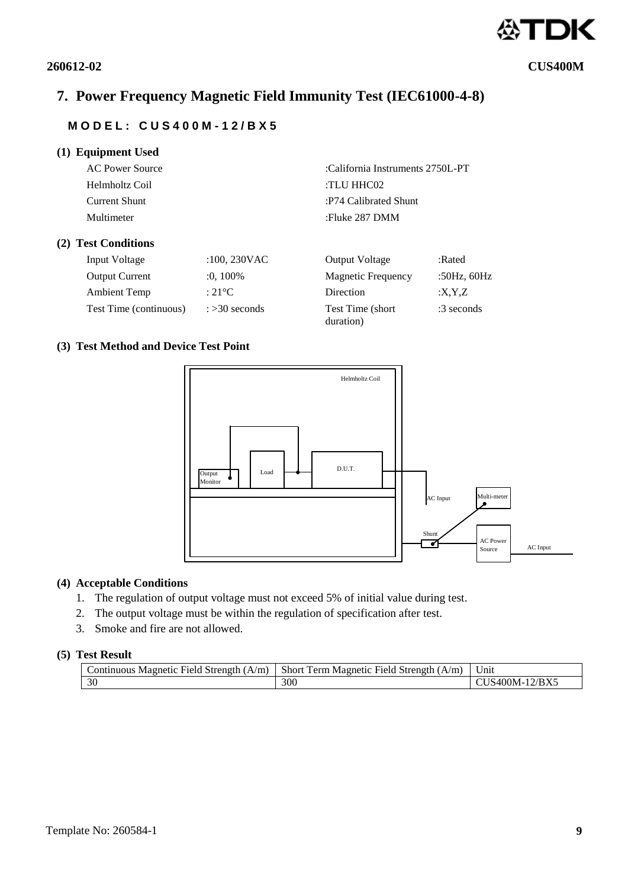## 7. Power Frequency Magnetic Field Immunity Test (IEC61000-4-8)

**MODEL: CUS400M-12/BX5**

### (1) Equipment Used

| | |
|---|---|
| AC Power Source | :California Instruments 2750L-PT |
| Helmholtz Coil | :TLU HHC02 |
| Current Shunt | :P74 Calibrated Shunt |
| Multimeter | :Fluke 287 DMM |

### (2) Test Conditions

| | | | |
|---|---|---|---|
| Input Voltage | :100, 230VAC | Output Voltage | :Rated |
| Output Current | :0, 100% | Magnetic Frequency | :50Hz, 60Hz |
| Ambient Temp | : 21°C | Direction | :X,Y,Z |
| Test Time (continuous) | : >30 seconds | Test Time (short duration) | :3 seconds |

### (3) Test Method and Device Test Point

Helmholtz Coil

Output Monitor | Load | D.U.T. | AC Input | Multi-meter | Shunt | AC Power Source | AC Input

### (4) Acceptable Conditions

1. The regulation of output voltage must not exceed 5% of initial value during test.
2. The output voltage must be within the regulation of specification after test.
3. Smoke and fire are not allowed.

### (5) Test Result

| Continuous Magnetic Field Strength (A/m) | Short Term Magnetic Field Strength (A/m) | Unit |
|---|---|---|
| 30 | 300 | CUS400M-12/BX5 |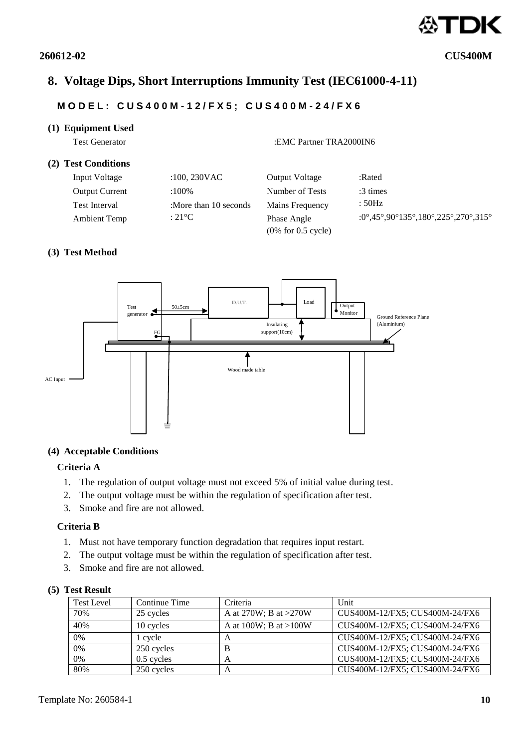## 8. Voltage Dips, Short Interruptions Immunity Test (IEC61000-4-11)

**MODEL: CUS400M-12/FX5; CUS400M-24/FX6**

### (1) Equipment Used

Test Generator :EMC Partner TRA2000IN6

### (2) Test Conditions

| | | | |
|---|---|---|---|
| Input Voltage | :100, 230VAC | Output Voltage | :Rated |
| Output Current | :100% | Number of Tests | :3 times |
| Test Interval | :More than 10 seconds | Mains Frequency | : 50Hz |
| Ambient Temp | : 21°C | Phase Angle (0% for 0.5 cycle) | :0°,45°,90°135°,180°,225°,270°,315° |

### (3) Test Method

Test generator
50±5cm
D.U.T.
Load
Output Monitor
Ground Reference Plane (Aluminium)
Insulating support(10cm)
FG
Wood made table
AC Input

### (4) Acceptable Conditions

**Criteria A**

1. The regulation of output voltage must not exceed 5% of initial value during test.
2. The output voltage must be within the regulation of specification after test.
3. Smoke and fire are not allowed.

**Criteria B**

1. Must not have temporary function degradation that requires input restart.
2. The output voltage must be within the regulation of specification after test.
3. Smoke and fire are not allowed.

### (5) Test Result

| Test Level | Continue Time | Criteria | Unit |
|---|---|---|---|
| 70% | 25 cycles | A at 270W; B at >270W | CUS400M-12/FX5; CUS400M-24/FX6 |
| 40% | 10 cycles | A at 100W; B at >100W | CUS400M-12/FX5; CUS400M-24/FX6 |
| 0% | 1 cycle | A | CUS400M-12/FX5; CUS400M-24/FX6 |
| 0% | 250 cycles | B | CUS400M-12/FX5; CUS400M-24/FX6 |
| 0% | 0.5 cycles | A | CUS400M-12/FX5; CUS400M-24/FX6 |
| 80% | 250 cycles | A | CUS400M-12/FX5; CUS400M-24/FX6 |